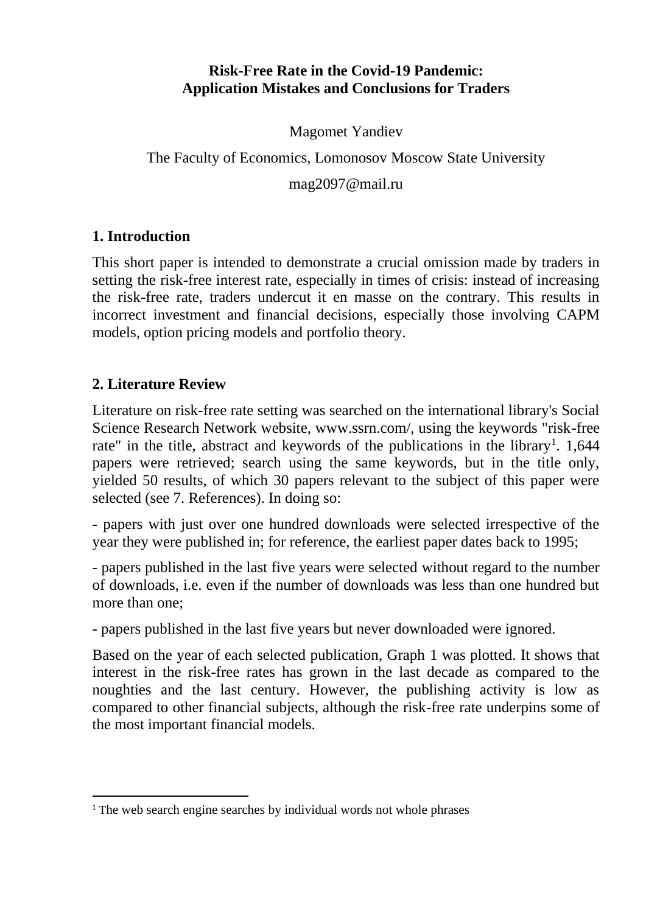**Risk-Free Rate in the Covid-19 Pandemic:
Application Mistakes and Conclusions for Traders**

Magomet Yandiev

The Faculty of Economics, Lomonosov Moscow State University

mag2097@mail.ru

## 1. Introduction

This short paper is intended to demonstrate a crucial omission made by traders in setting the risk-free interest rate, especially in times of crisis: instead of increasing the risk-free rate, traders undercut it en masse on the contrary. This results in incorrect investment and financial decisions, especially those involving CAPM models, option pricing models and portfolio theory.

## 2. Literature Review

Literature on risk-free rate setting was searched on the international library's Social Science Research Network website, www.ssrn.com/, using the keywords "risk-free rate" in the title, abstract and keywords of the publications in the library[1]. 1,644 papers were retrieved; search using the same keywords, but in the title only, yielded 50 results, of which 30 papers relevant to the subject of this paper were selected (see 7. References). In doing so:

- papers with just over one hundred downloads were selected irrespective of the year they were published in; for reference, the earliest paper dates back to 1995;

- papers published in the last five years were selected without regard to the number of downloads, i.e. even if the number of downloads was less than one hundred but more than one;

- papers published in the last five years but never downloaded were ignored.

Based on the year of each selected publication, Graph 1 was plotted. It shows that interest in the risk-free rates has grown in the last decade as compared to the noughties and the last century. However, the publishing activity is low as compared to other financial subjects, although the risk-free rate underpins some of the most important financial models.

[1] The web search engine searches by individual words not whole phrases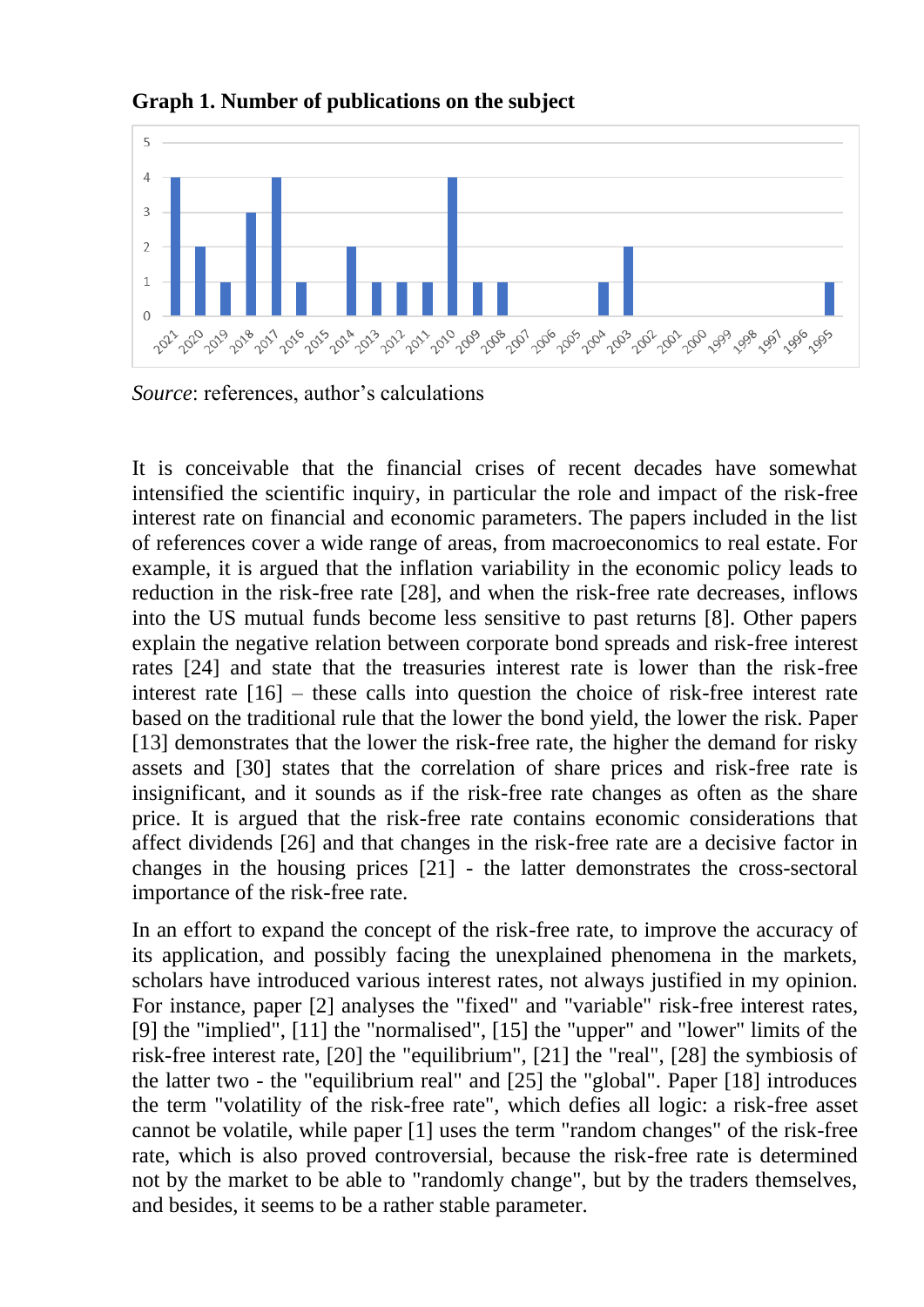**Graph 1. Number of publications on the subject**

5
4
3
2
1
0

2021 2020 2019 2018 2017 2016 2015 2014 2013 2012 2011 2010 2009 2008 2007 2006 2005 2004 2003 2002 2001 2000 1999 1998 1997 1996 1995

*Source*: references, author's calculations

It is conceivable that the financial crises of recent decades have somewhat intensified the scientific inquiry, in particular the role and impact of the risk-free interest rate on financial and economic parameters. The papers included in the list of references cover a wide range of areas, from macroeconomics to real estate. For example, it is argued that the inflation variability in the economic policy leads to reduction in the risk-free rate [28], and when the risk-free rate decreases, inflows into the US mutual funds become less sensitive to past returns [8]. Other papers explain the negative relation between corporate bond spreads and risk-free interest rates [24] and state that the treasuries interest rate is lower than the risk-free interest rate [16] – these calls into question the choice of risk-free interest rate based on the traditional rule that the lower the bond yield, the lower the risk. Paper [13] demonstrates that the lower the risk-free rate, the higher the demand for risky assets and [30] states that the correlation of share prices and risk-free rate is insignificant, and it sounds as if the risk-free rate changes as often as the share price. It is argued that the risk-free rate contains economic considerations that affect dividends [26] and that changes in the risk-free rate are a decisive factor in changes in the housing prices [21] - the latter demonstrates the cross-sectoral importance of the risk-free rate.

In an effort to expand the concept of the risk-free rate, to improve the accuracy of its application, and possibly facing the unexplained phenomena in the markets, scholars have introduced various interest rates, not always justified in my opinion. For instance, paper [2] analyses the "fixed" and "variable" risk-free interest rates, [9] the "implied", [11] the "normalised", [15] the "upper" and "lower" limits of the risk-free interest rate, [20] the "equilibrium", [21] the "real", [28] the symbiosis of the latter two - the "equilibrium real" and [25] the "global". Paper [18] introduces the term "volatility of the risk-free rate", which defies all logic: a risk-free asset cannot be volatile, while paper [1] uses the term "random changes" of the risk-free rate, which is also proved controversial, because the risk-free rate is determined not by the market to be able to "randomly change", but by the traders themselves, and besides, it seems to be a rather stable parameter.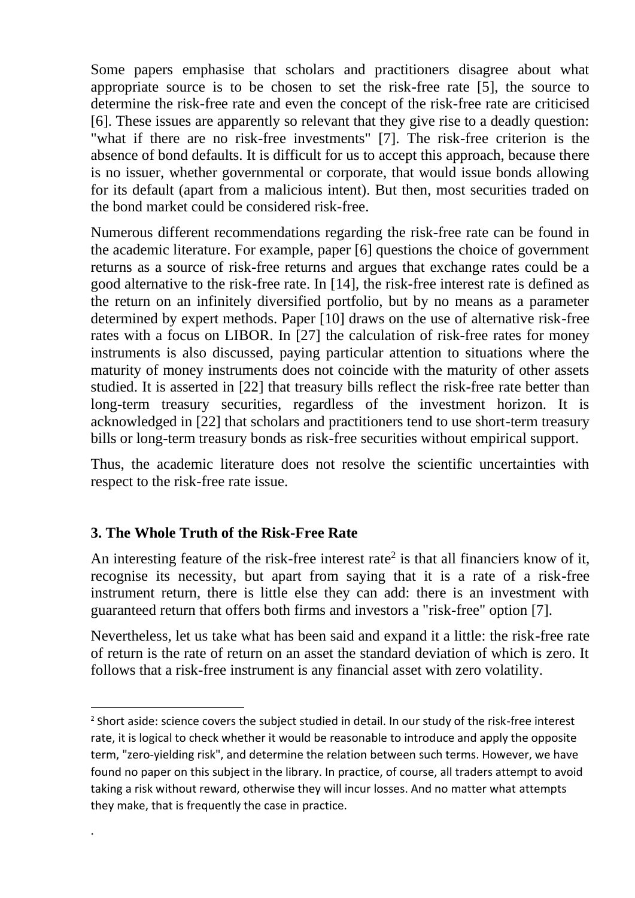Some papers emphasise that scholars and practitioners disagree about what appropriate source is to be chosen to set the risk-free rate [5], the source to determine the risk-free rate and even the concept of the risk-free rate are criticised [6]. These issues are apparently so relevant that they give rise to a deadly question: "what if there are no risk-free investments" [7]. The risk-free criterion is the absence of bond defaults. It is difficult for us to accept this approach, because there is no issuer, whether governmental or corporate, that would issue bonds allowing for its default (apart from a malicious intent). But then, most securities traded on the bond market could be considered risk-free.

Numerous different recommendations regarding the risk-free rate can be found in the academic literature. For example, paper [6] questions the choice of government returns as a source of risk-free returns and argues that exchange rates could be a good alternative to the risk-free rate. In [14], the risk-free interest rate is defined as the return on an infinitely diversified portfolio, but by no means as a parameter determined by expert methods. Paper [10] draws on the use of alternative risk-free rates with a focus on LIBOR. In [27] the calculation of risk-free rates for money instruments is also discussed, paying particular attention to situations where the maturity of money instruments does not coincide with the maturity of other assets studied. It is asserted in [22] that treasury bills reflect the risk-free rate better than long-term treasury securities, regardless of the investment horizon. It is acknowledged in [22] that scholars and practitioners tend to use short-term treasury bills or long-term treasury bonds as risk-free securities without empirical support.

Thus, the academic literature does not resolve the scientific uncertainties with respect to the risk-free rate issue.

## 3. The Whole Truth of the Risk-Free Rate

An interesting feature of the risk-free interest rate[2] is that all financiers know of it, recognise its necessity, but apart from saying that it is a rate of a risk-free instrument return, there is little else they can add: there is an investment with guaranteed return that offers both firms and investors a "risk-free" option [7].

Nevertheless, let us take what has been said and expand it a little: the risk-free rate of return is the rate of return on an asset the standard deviation of which is zero. It follows that a risk-free instrument is any financial asset with zero volatility.

[2] Short aside: science covers the subject studied in detail. In our study of the risk-free interest rate, it is logical to check whether it would be reasonable to introduce and apply the opposite term, "zero-yielding risk", and determine the relation between such terms. However, we have found no paper on this subject in the library. In practice, of course, all traders attempt to avoid taking a risk without reward, otherwise they will incur losses. And no matter what attempts they make, that is frequently the case in practice.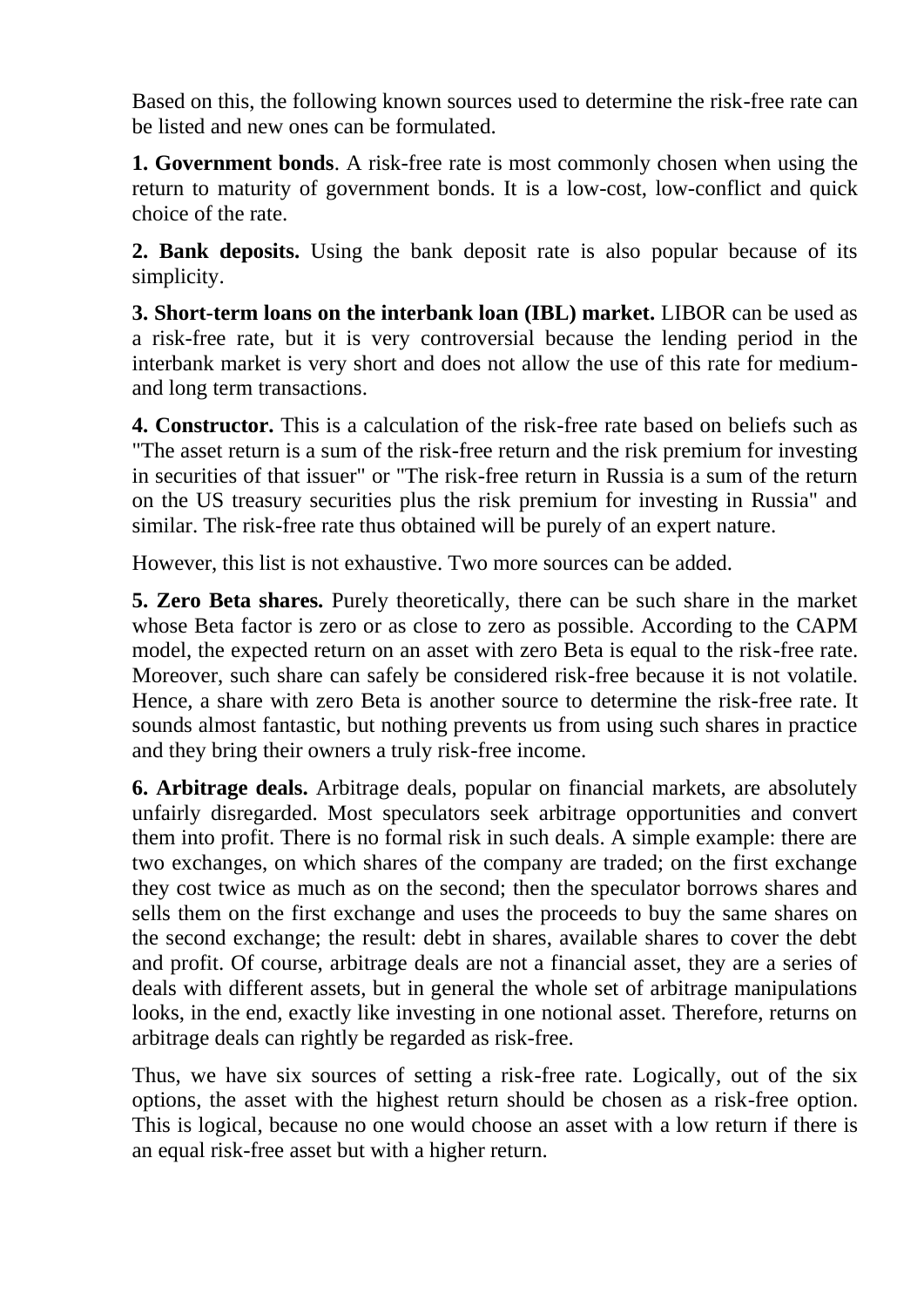Based on this, the following known sources used to determine the risk-free rate can be listed and new ones can be formulated.

**1. Government bonds**. A risk-free rate is most commonly chosen when using the return to maturity of government bonds. It is a low-cost, low-conflict and quick choice of the rate.

**2. Bank deposits.** Using the bank deposit rate is also popular because of its simplicity.

**3. Short-term loans on the interbank loan (IBL) market.** LIBOR can be used as a risk-free rate, but it is very controversial because the lending period in the interbank market is very short and does not allow the use of this rate for medium- and long term transactions.

**4. Constructor.** This is a calculation of the risk-free rate based on beliefs such as "The asset return is a sum of the risk-free return and the risk premium for investing in securities of that issuer" or "The risk-free return in Russia is a sum of the return on the US treasury securities plus the risk premium for investing in Russia" and similar. The risk-free rate thus obtained will be purely of an expert nature.

However, this list is not exhaustive. Two more sources can be added.

**5. Zero Beta shares.** Purely theoretically, there can be such share in the market whose Beta factor is zero or as close to zero as possible. According to the CAPM model, the expected return on an asset with zero Beta is equal to the risk-free rate. Moreover, such share can safely be considered risk-free because it is not volatile. Hence, a share with zero Beta is another source to determine the risk-free rate. It sounds almost fantastic, but nothing prevents us from using such shares in practice and they bring their owners a truly risk-free income.

**6. Arbitrage deals.** Arbitrage deals, popular on financial markets, are absolutely unfairly disregarded. Most speculators seek arbitrage opportunities and convert them into profit. There is no formal risk in such deals. A simple example: there are two exchanges, on which shares of the company are traded; on the first exchange they cost twice as much as on the second; then the speculator borrows shares and sells them on the first exchange and uses the proceeds to buy the same shares on the second exchange; the result: debt in shares, available shares to cover the debt and profit. Of course, arbitrage deals are not a financial asset, they are a series of deals with different assets, but in general the whole set of arbitrage manipulations looks, in the end, exactly like investing in one notional asset. Therefore, returns on arbitrage deals can rightly be regarded as risk-free.

Thus, we have six sources of setting a risk-free rate. Logically, out of the six options, the asset with the highest return should be chosen as a risk-free option. This is logical, because no one would choose an asset with a low return if there is an equal risk-free asset but with a higher return.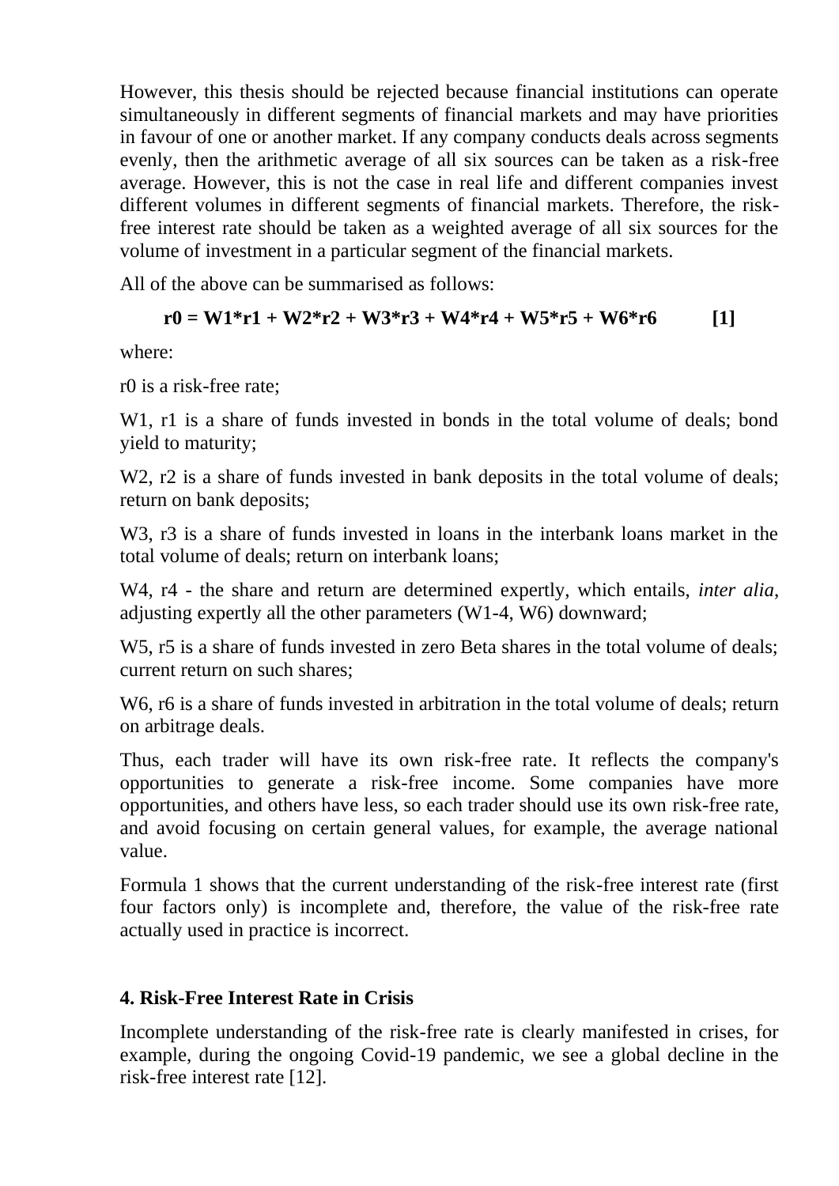However, this thesis should be rejected because financial institutions can operate simultaneously in different segments of financial markets and may have priorities in favour of one or another market. If any company conducts deals across segments evenly, then the arithmetic average of all six sources can be taken as a risk-free average. However, this is not the case in real life and different companies invest different volumes in different segments of financial markets. Therefore, the risk-free interest rate should be taken as a weighted average of all six sources for the volume of investment in a particular segment of the financial markets.

All of the above can be summarised as follows:

$$r0 = W1*r1 + W2*r2 + W3*r3 + W4*r4 + W5*r5 + W6*r6 \qquad [1]$$

where:

r0 is a risk-free rate;

W1, r1 is a share of funds invested in bonds in the total volume of deals; bond yield to maturity;

W2, r2 is a share of funds invested in bank deposits in the total volume of deals; return on bank deposits;

W3, r3 is a share of funds invested in loans in the interbank loans market in the total volume of deals; return on interbank loans;

W4, r4 - the share and return are determined expertly, which entails, *inter alia*, adjusting expertly all the other parameters (W1-4, W6) downward;

W5, r5 is a share of funds invested in zero Beta shares in the total volume of deals; current return on such shares;

W6, r6 is a share of funds invested in arbitration in the total volume of deals; return on arbitrage deals.

Thus, each trader will have its own risk-free rate. It reflects the company's opportunities to generate a risk-free income. Some companies have more opportunities, and others have less, so each trader should use its own risk-free rate, and avoid focusing on certain general values, for example, the average national value.

Formula 1 shows that the current understanding of the risk-free interest rate (first four factors only) is incomplete and, therefore, the value of the risk-free rate actually used in practice is incorrect.

## 4. Risk-Free Interest Rate in Crisis

Incomplete understanding of the risk-free rate is clearly manifested in crises, for example, during the ongoing Covid-19 pandemic, we see a global decline in the risk-free interest rate [12].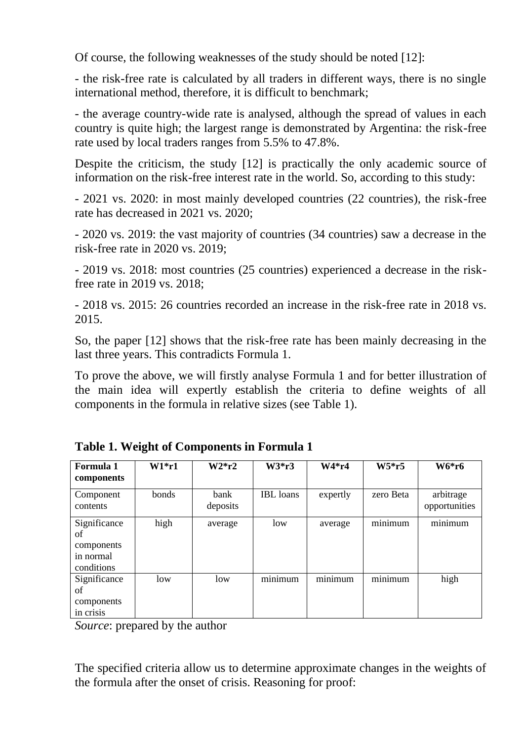Of course, the following weaknesses of the study should be noted [12]:

- the risk-free rate is calculated by all traders in different ways, there is no single international method, therefore, it is difficult to benchmark;

- the average country-wide rate is analysed, although the spread of values in each country is quite high; the largest range is demonstrated by Argentina: the risk-free rate used by local traders ranges from 5.5% to 47.8%.

Despite the criticism, the study [12] is practically the only academic source of information on the risk-free interest rate in the world. So, according to this study:

- 2021 vs. 2020: in most mainly developed countries (22 countries), the risk-free rate has decreased in 2021 vs. 2020;

- 2020 vs. 2019: the vast majority of countries (34 countries) saw a decrease in the risk-free rate in 2020 vs. 2019;

- 2019 vs. 2018: most countries (25 countries) experienced a decrease in the risk-free rate in 2019 vs. 2018;

- 2018 vs. 2015: 26 countries recorded an increase in the risk-free rate in 2018 vs. 2015.

So, the paper [12] shows that the risk-free rate has been mainly decreasing in the last three years. This contradicts Formula 1.

To prove the above, we will firstly analyse Formula 1 and for better illustration of the main idea will expertly establish the criteria to define weights of all components in the formula in relative sizes (see Table 1).

**Table 1. Weight of Components in Formula 1**

| **Formula 1 components** | **W1*r1** | **W2*r2** | **W3*r3** | **W4*r4** | **W5*r5** | **W6*r6** |
|---|---|---|---|---|---|---|
| Component contents | bonds | bank deposits | IBL loans | expertly | zero Beta | arbitrage opportunities |
| Significance of components in normal conditions | high | average | low | average | minimum | minimum |
| Significance of components in crisis | low | low | minimum | minimum | minimum | high |

*Source*: prepared by the author

The specified criteria allow us to determine approximate changes in the weights of the formula after the onset of crisis. Reasoning for proof: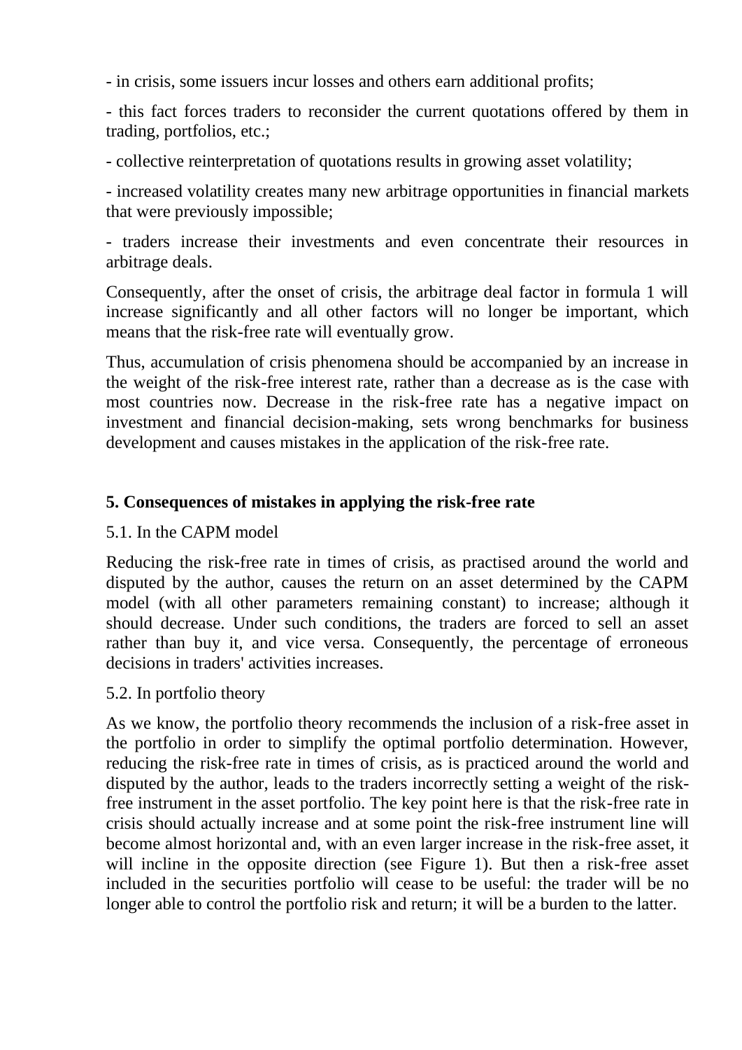- in crisis, some issuers incur losses and others earn additional profits;

- this fact forces traders to reconsider the current quotations offered by them in trading, portfolios, etc.;

- collective reinterpretation of quotations results in growing asset volatility;

- increased volatility creates many new arbitrage opportunities in financial markets that were previously impossible;

- traders increase their investments and even concentrate their resources in arbitrage deals.

Consequently, after the onset of crisis, the arbitrage deal factor in formula 1 will increase significantly and all other factors will no longer be important, which means that the risk-free rate will eventually grow.

Thus, accumulation of crisis phenomena should be accompanied by an increase in the weight of the risk-free interest rate, rather than a decrease as is the case with most countries now. Decrease in the risk-free rate has a negative impact on investment and financial decision-making, sets wrong benchmarks for business development and causes mistakes in the application of the risk-free rate.

## 5. Consequences of mistakes in applying the risk-free rate

### 5.1. In the CAPM model

Reducing the risk-free rate in times of crisis, as practised around the world and disputed by the author, causes the return on an asset determined by the CAPM model (with all other parameters remaining constant) to increase; although it should decrease. Under such conditions, the traders are forced to sell an asset rather than buy it, and vice versa. Consequently, the percentage of erroneous decisions in traders' activities increases.

### 5.2. In portfolio theory

As we know, the portfolio theory recommends the inclusion of a risk-free asset in the portfolio in order to simplify the optimal portfolio determination. However, reducing the risk-free rate in times of crisis, as is practiced around the world and disputed by the author, leads to the traders incorrectly setting a weight of the risk-free instrument in the asset portfolio. The key point here is that the risk-free rate in crisis should actually increase and at some point the risk-free instrument line will become almost horizontal and, with an even larger increase in the risk-free asset, it will incline in the opposite direction (see Figure 1). But then a risk-free asset included in the securities portfolio will cease to be useful: the trader will be no longer able to control the portfolio risk and return; it will be a burden to the latter.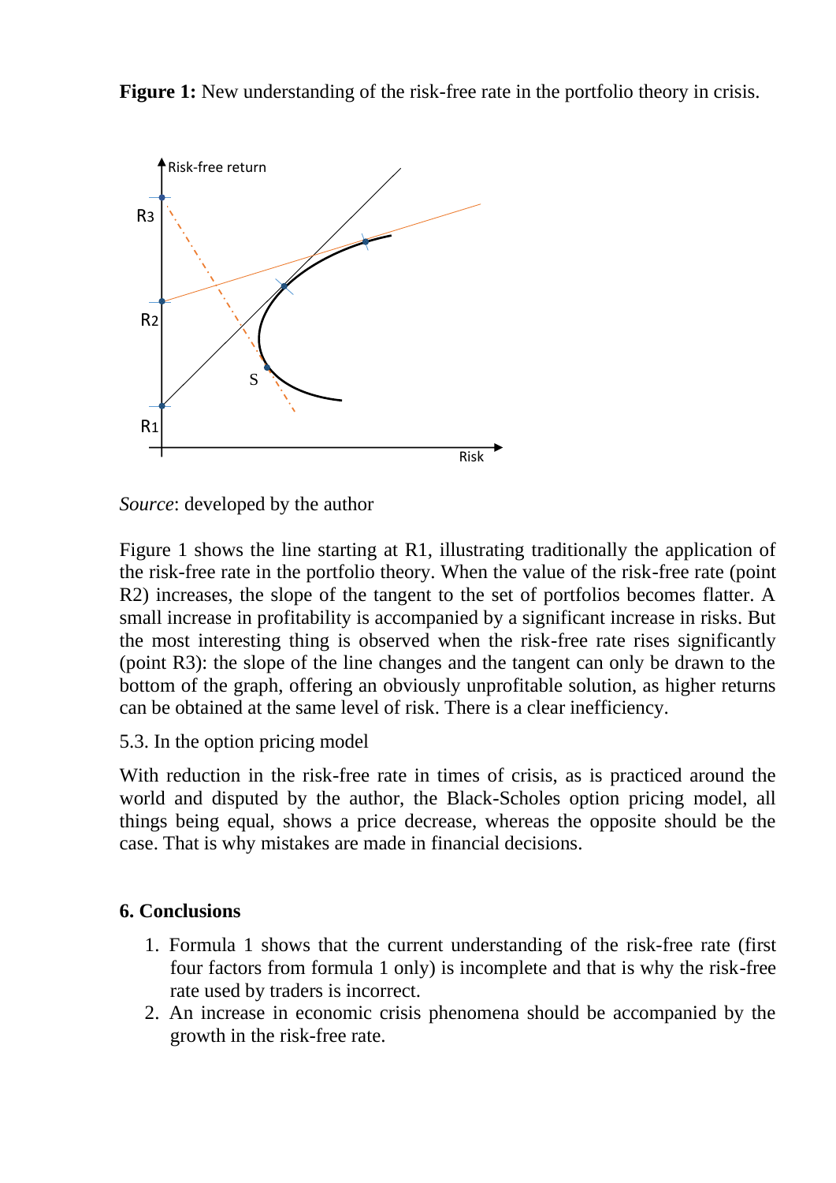**Figure 1:** New understanding of the risk-free rate in the portfolio theory in crisis.

Risk-free return

R3

R2

S

R1

Risk

*Source*: developed by the author

Figure 1 shows the line starting at R1, illustrating traditionally the application of the risk-free rate in the portfolio theory. When the value of the risk-free rate (point R2) increases, the slope of the tangent to the set of portfolios becomes flatter. A small increase in profitability is accompanied by a significant increase in risks. But the most interesting thing is observed when the risk-free rate rises significantly (point R3): the slope of the line changes and the tangent can only be drawn to the bottom of the graph, offering an obviously unprofitable solution, as higher returns can be obtained at the same level of risk. There is a clear inefficiency.

5.3. In the option pricing model

With reduction in the risk-free rate in times of crisis, as is practiced around the world and disputed by the author, the Black-Scholes option pricing model, all things being equal, shows a price decrease, whereas the opposite should be the case. That is why mistakes are made in financial decisions.

## 6. Conclusions

1. Formula 1 shows that the current understanding of the risk-free rate (first four factors from formula 1 only) is incomplete and that is why the risk-free rate used by traders is incorrect.
2. An increase in economic crisis phenomena should be accompanied by the growth in the risk-free rate.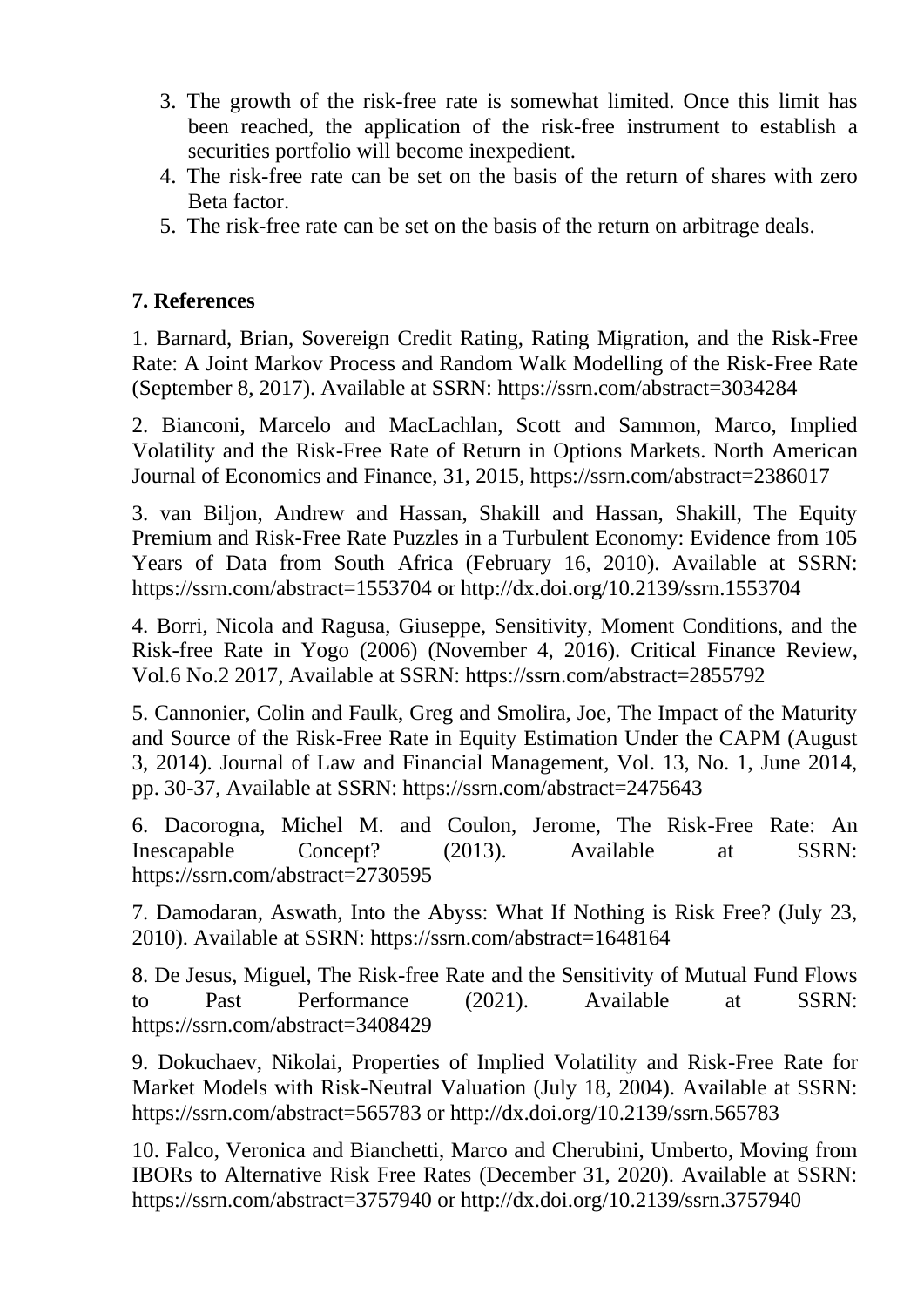3. The growth of the risk-free rate is somewhat limited. Once this limit has been reached, the application of the risk-free instrument to establish a securities portfolio will become inexpedient.
4. The risk-free rate can be set on the basis of the return of shares with zero Beta factor.
5. The risk-free rate can be set on the basis of the return on arbitrage deals.

## 7. References

1. Barnard, Brian, Sovereign Credit Rating, Rating Migration, and the Risk-Free Rate: A Joint Markov Process and Random Walk Modelling of the Risk-Free Rate (September 8, 2017). Available at SSRN: https://ssrn.com/abstract=3034284

2. Bianconi, Marcelo and MacLachlan, Scott and Sammon, Marco, Implied Volatility and the Risk-Free Rate of Return in Options Markets. North American Journal of Economics and Finance, 31, 2015, https://ssrn.com/abstract=2386017

3. van Biljon, Andrew and Hassan, Shakill and Hassan, Shakill, The Equity Premium and Risk-Free Rate Puzzles in a Turbulent Economy: Evidence from 105 Years of Data from South Africa (February 16, 2010). Available at SSRN: https://ssrn.com/abstract=1553704 or http://dx.doi.org/10.2139/ssrn.1553704

4. Borri, Nicola and Ragusa, Giuseppe, Sensitivity, Moment Conditions, and the Risk-free Rate in Yogo (2006) (November 4, 2016). Critical Finance Review, Vol.6 No.2 2017, Available at SSRN: https://ssrn.com/abstract=2855792

5. Cannonier, Colin and Faulk, Greg and Smolira, Joe, The Impact of the Maturity and Source of the Risk-Free Rate in Equity Estimation Under the CAPM (August 3, 2014). Journal of Law and Financial Management, Vol. 13, No. 1, June 2014, pp. 30-37, Available at SSRN: https://ssrn.com/abstract=2475643

6. Dacorogna, Michel M. and Coulon, Jerome, The Risk-Free Rate: An Inescapable Concept? (2013). Available at SSRN: https://ssrn.com/abstract=2730595

7. Damodaran, Aswath, Into the Abyss: What If Nothing is Risk Free? (July 23, 2010). Available at SSRN: https://ssrn.com/abstract=1648164

8. De Jesus, Miguel, The Risk-free Rate and the Sensitivity of Mutual Fund Flows to Past Performance (2021). Available at SSRN: https://ssrn.com/abstract=3408429

9. Dokuchaev, Nikolai, Properties of Implied Volatility and Risk-Free Rate for Market Models with Risk-Neutral Valuation (July 18, 2004). Available at SSRN: https://ssrn.com/abstract=565783 or http://dx.doi.org/10.2139/ssrn.565783

10. Falco, Veronica and Bianchetti, Marco and Cherubini, Umberto, Moving from IBORs to Alternative Risk Free Rates (December 31, 2020). Available at SSRN: https://ssrn.com/abstract=3757940 or http://dx.doi.org/10.2139/ssrn.3757940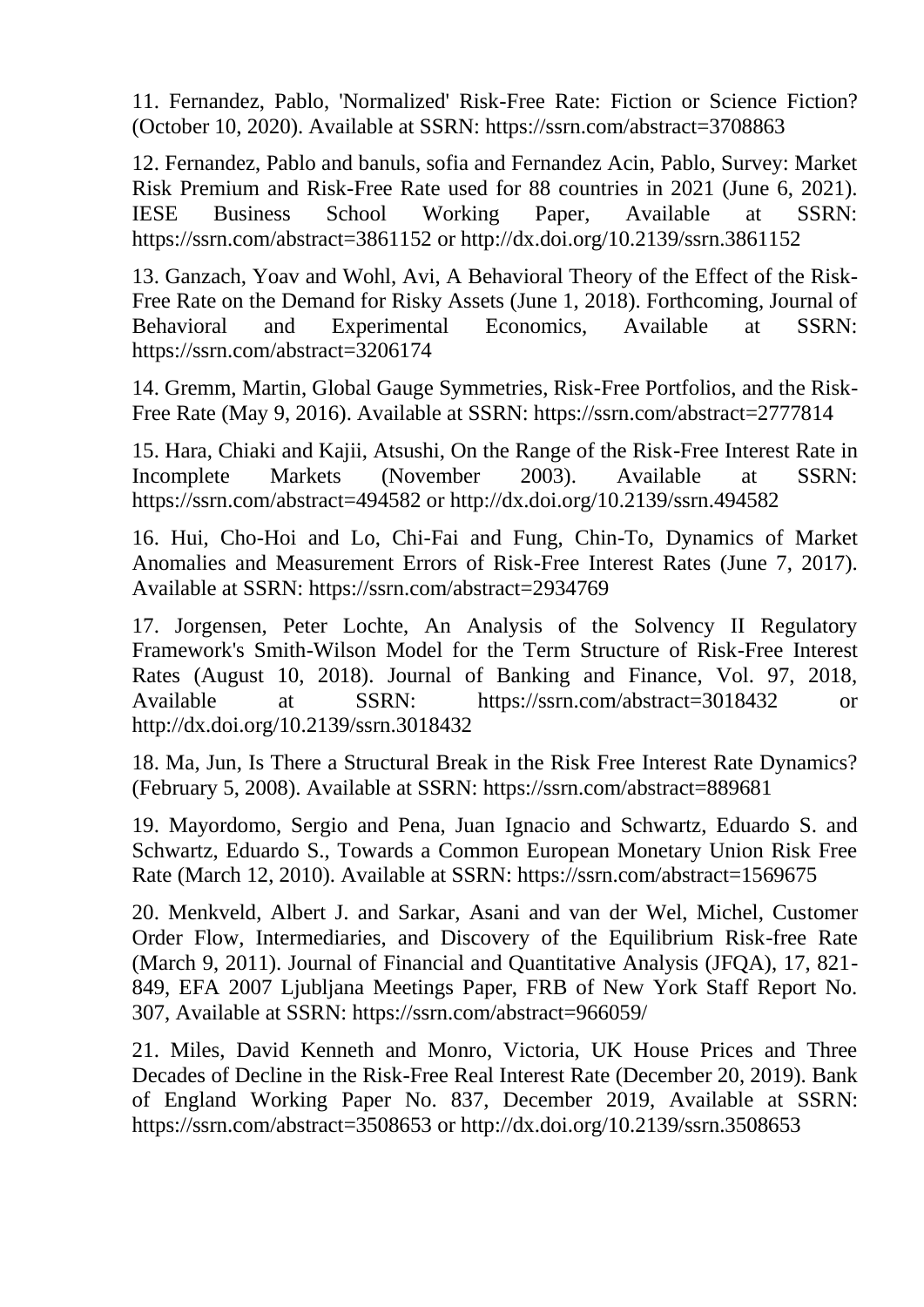11. Fernandez, Pablo, 'Normalized' Risk-Free Rate: Fiction or Science Fiction? (October 10, 2020). Available at SSRN: https://ssrn.com/abstract=3708863

12. Fernandez, Pablo and banuls, sofia and Fernandez Acin, Pablo, Survey: Market Risk Premium and Risk-Free Rate used for 88 countries in 2021 (June 6, 2021). IESE Business School Working Paper, Available at SSRN: https://ssrn.com/abstract=3861152 or http://dx.doi.org/10.2139/ssrn.3861152

13. Ganzach, Yoav and Wohl, Avi, A Behavioral Theory of the Effect of the Risk-Free Rate on the Demand for Risky Assets (June 1, 2018). Forthcoming, Journal of Behavioral and Experimental Economics, Available at SSRN: https://ssrn.com/abstract=3206174

14. Gremm, Martin, Global Gauge Symmetries, Risk-Free Portfolios, and the Risk-Free Rate (May 9, 2016). Available at SSRN: https://ssrn.com/abstract=2777814

15. Hara, Chiaki and Kajii, Atsushi, On the Range of the Risk-Free Interest Rate in Incomplete Markets (November 2003). Available at SSRN: https://ssrn.com/abstract=494582 or http://dx.doi.org/10.2139/ssrn.494582

16. Hui, Cho-Hoi and Lo, Chi-Fai and Fung, Chin-To, Dynamics of Market Anomalies and Measurement Errors of Risk-Free Interest Rates (June 7, 2017). Available at SSRN: https://ssrn.com/abstract=2934769

17. Jorgensen, Peter Lochte, An Analysis of the Solvency II Regulatory Framework's Smith-Wilson Model for the Term Structure of Risk-Free Interest Rates (August 10, 2018). Journal of Banking and Finance, Vol. 97, 2018, Available at SSRN: https://ssrn.com/abstract=3018432 or http://dx.doi.org/10.2139/ssrn.3018432

18. Ma, Jun, Is There a Structural Break in the Risk Free Interest Rate Dynamics? (February 5, 2008). Available at SSRN: https://ssrn.com/abstract=889681

19. Mayordomo, Sergio and Pena, Juan Ignacio and Schwartz, Eduardo S. and Schwartz, Eduardo S., Towards a Common European Monetary Union Risk Free Rate (March 12, 2010). Available at SSRN: https://ssrn.com/abstract=1569675

20. Menkveld, Albert J. and Sarkar, Asani and van der Wel, Michel, Customer Order Flow, Intermediaries, and Discovery of the Equilibrium Risk-free Rate (March 9, 2011). Journal of Financial and Quantitative Analysis (JFQA), 17, 821-849, EFA 2007 Ljubljana Meetings Paper, FRB of New York Staff Report No. 307, Available at SSRN: https://ssrn.com/abstract=966059/

21. Miles, David Kenneth and Monro, Victoria, UK House Prices and Three Decades of Decline in the Risk-Free Real Interest Rate (December 20, 2019). Bank of England Working Paper No. 837, December 2019, Available at SSRN: https://ssrn.com/abstract=3508653 or http://dx.doi.org/10.2139/ssrn.3508653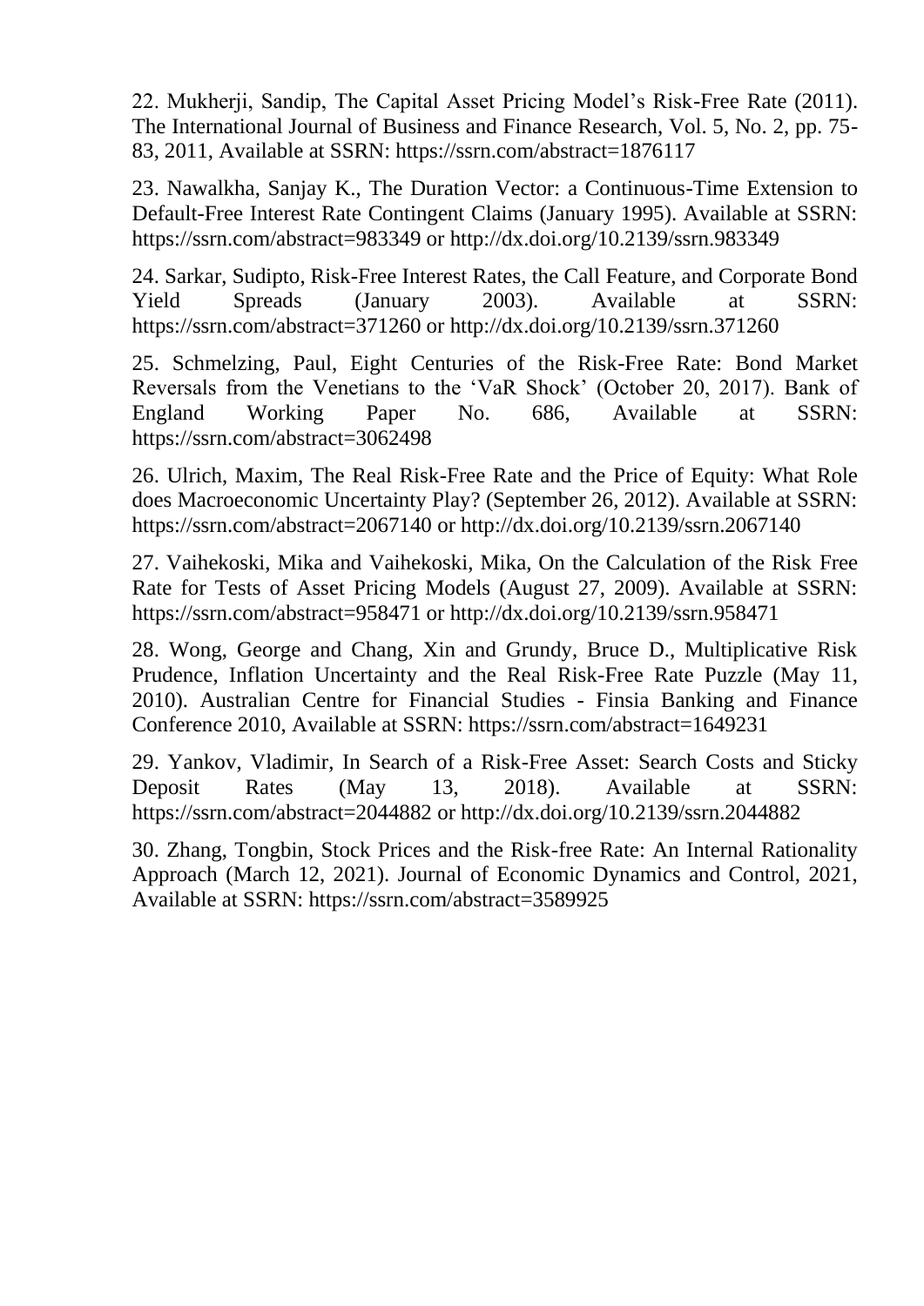22. Mukherji, Sandip, The Capital Asset Pricing Model's Risk-Free Rate (2011). The International Journal of Business and Finance Research, Vol. 5, No. 2, pp. 75-83, 2011, Available at SSRN: https://ssrn.com/abstract=1876117

23. Nawalkha, Sanjay K., The Duration Vector: a Continuous-Time Extension to Default-Free Interest Rate Contingent Claims (January 1995). Available at SSRN: https://ssrn.com/abstract=983349 or http://dx.doi.org/10.2139/ssrn.983349

24. Sarkar, Sudipto, Risk-Free Interest Rates, the Call Feature, and Corporate Bond Yield Spreads (January 2003). Available at SSRN: https://ssrn.com/abstract=371260 or http://dx.doi.org/10.2139/ssrn.371260

25. Schmelzing, Paul, Eight Centuries of the Risk-Free Rate: Bond Market Reversals from the Venetians to the 'VaR Shock' (October 20, 2017). Bank of England Working Paper No. 686, Available at SSRN: https://ssrn.com/abstract=3062498

26. Ulrich, Maxim, The Real Risk-Free Rate and the Price of Equity: What Role does Macroeconomic Uncertainty Play? (September 26, 2012). Available at SSRN: https://ssrn.com/abstract=2067140 or http://dx.doi.org/10.2139/ssrn.2067140

27. Vaihekoski, Mika and Vaihekoski, Mika, On the Calculation of the Risk Free Rate for Tests of Asset Pricing Models (August 27, 2009). Available at SSRN: https://ssrn.com/abstract=958471 or http://dx.doi.org/10.2139/ssrn.958471

28. Wong, George and Chang, Xin and Grundy, Bruce D., Multiplicative Risk Prudence, Inflation Uncertainty and the Real Risk-Free Rate Puzzle (May 11, 2010). Australian Centre for Financial Studies - Finsia Banking and Finance Conference 2010, Available at SSRN: https://ssrn.com/abstract=1649231

29. Yankov, Vladimir, In Search of a Risk-Free Asset: Search Costs and Sticky Deposit Rates (May 13, 2018). Available at SSRN: https://ssrn.com/abstract=2044882 or http://dx.doi.org/10.2139/ssrn.2044882

30. Zhang, Tongbin, Stock Prices and the Risk-free Rate: An Internal Rationality Approach (March 12, 2021). Journal of Economic Dynamics and Control, 2021, Available at SSRN: https://ssrn.com/abstract=3589925